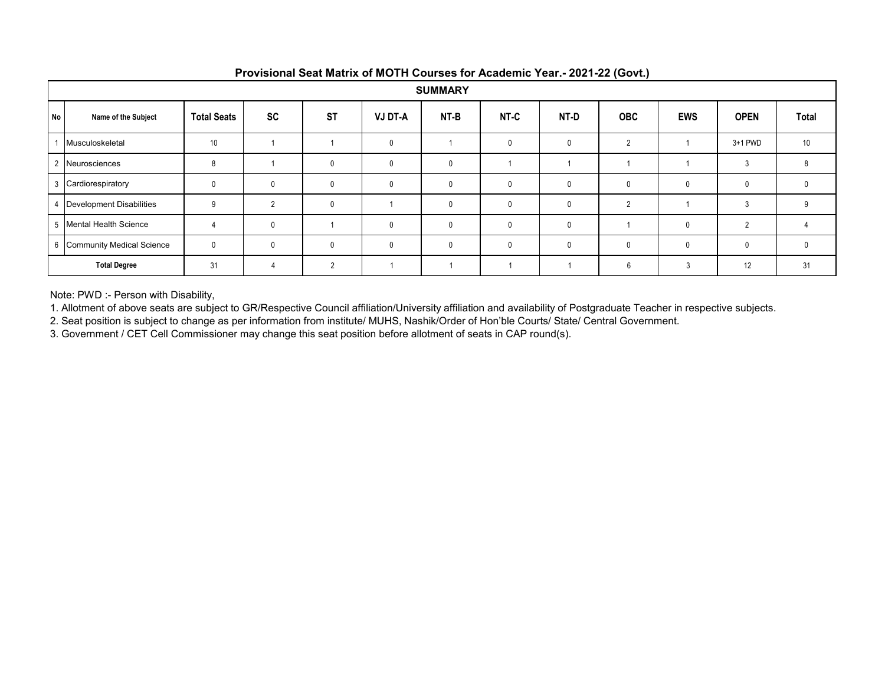## Provisional Seat Matrix of MOTH Courses for Academic Year.- 2021-22 (Govt.)

| SUMMARY | | | | | | | | | | | | |
|---|---|---|---|---|---|---|---|---|---|---|---|---|
| No | Name of the Subject | Total Seats | SC | ST | VJ DT-A | NT-B | NT-C | NT-D | OBC | EWS | OPEN | Total |
| 1 | Musculoskeletal | 10 | 1 | 1 | 0 | 1 | 0 | 0 | 2 | 1 | 3+1 PWD | 10 |
| 2 | Neurosciences | 8 | 1 | 0 | 0 | 0 | 1 | 1 | 1 | 1 | 3 | 8 |
| 3 | Cardiorespiratory | 0 | 0 | 0 | 0 | 0 | 0 | 0 | 0 | 0 | 0 | 0 |
| 4 | Development Disabilities | 9 | 2 | 0 | 1 | 0 | 0 | 0 | 2 | 1 | 3 | 9 |
| 5 | Mental Health Science | 4 | 0 | 1 | 0 | 0 | 0 | 0 | 1 | 0 | 2 | 4 |
| 6 | Community Medical Science | 0 | 0 | 0 | 0 | 0 | 0 | 0 | 0 | 0 | 0 | 0 |
| Total Degree | | 31 | 4 | 2 | 1 | 1 | 1 | 1 | 6 | 3 | 12 | 31 |

Note: PWD :- Person with Disability,

1. Allotment of above seats are subject to GR/Respective Council affiliation/University affiliation and availability of Postgraduate Teacher in respective subjects.
2. Seat position is subject to change as per information from institute/ MUHS, Nashik/Order of Hon'ble Courts/ State/ Central Government.
3. Government / CET Cell Commissioner may change this seat position before allotment of seats in CAP round(s).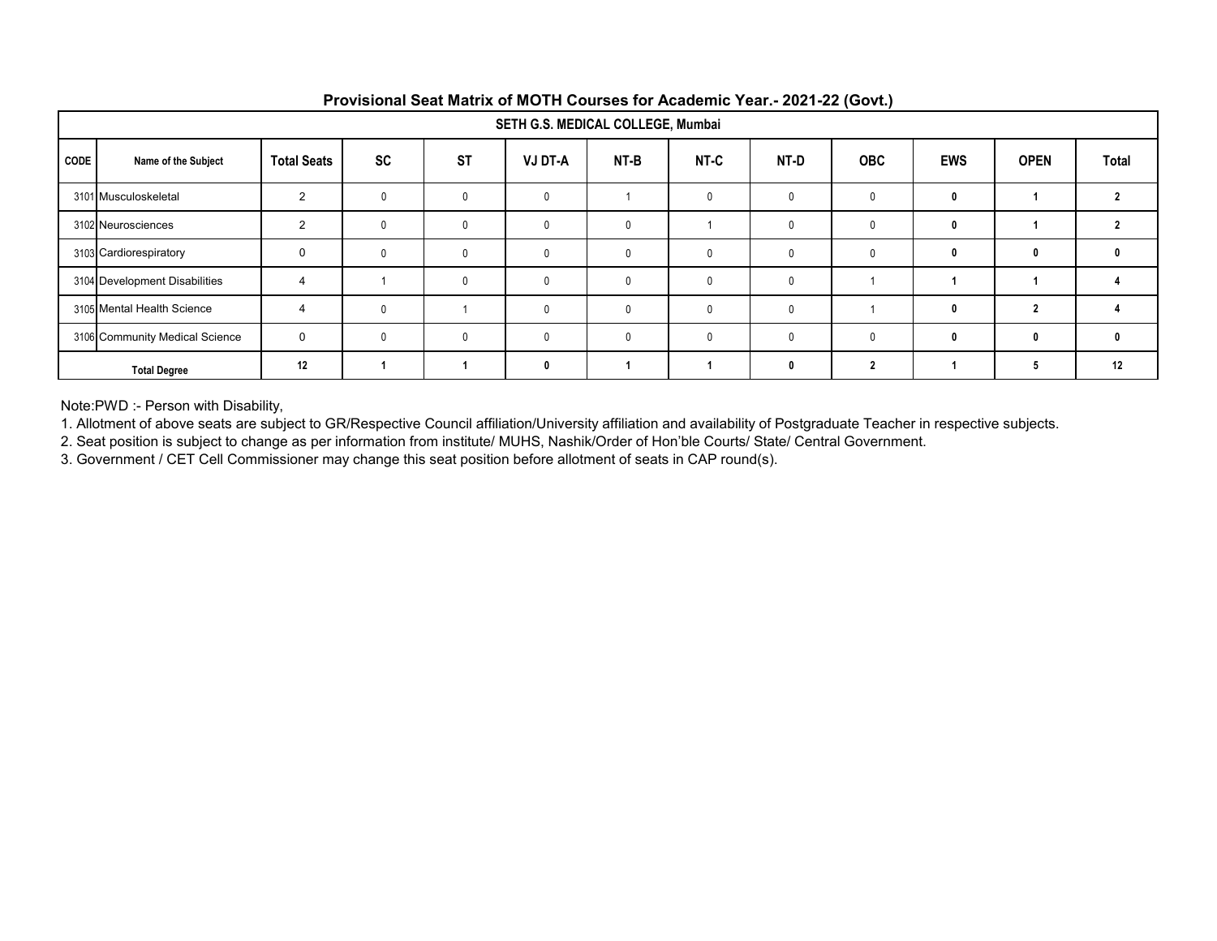## Provisional Seat Matrix of MOTH Courses for Academic Year.- 2021-22 (Govt.)

| SETH G.S. MEDICAL COLLEGE, Mumbai | | | | | | | | | | | | |
|---|---|---|---|---|---|---|---|---|---|---|---|---|
| CODE | Name of the Subject | Total Seats | SC | ST | VJ DT-A | NT-B | NT-C | NT-D | OBC | EWS | OPEN | Total |
| 3101 | Musculoskeletal | 2 | 0 | 0 | 0 | 1 | 0 | 0 | 0 | 0 | 1 | 2 |
| 3102 | Neurosciences | 2 | 0 | 0 | 0 | 0 | 1 | 0 | 0 | 0 | 1 | 2 |
| 3103 | Cardiorespiratory | 0 | 0 | 0 | 0 | 0 | 0 | 0 | 0 | 0 | 0 | 0 |
| 3104 | Development Disabilities | 4 | 1 | 0 | 0 | 0 | 0 | 0 | 1 | 1 | 1 | 4 |
| 3105 | Mental Health Science | 4 | 0 | 1 | 0 | 0 | 0 | 0 | 1 | 0 | 2 | 4 |
| 3106 | Community Medical Science | 0 | 0 | 0 | 0 | 0 | 0 | 0 | 0 | 0 | 0 | 0 |
| Total Degree | | 12 | 1 | 1 | 0 | 1 | 1 | 0 | 2 | 1 | 5 | 12 |

Note:PWD :- Person with Disability,

1. Allotment of above seats are subject to GR/Respective Council affiliation/University affiliation and availability of Postgraduate Teacher in respective subjects.
2. Seat position is subject to change as per information from institute/ MUHS, Nashik/Order of Hon'ble Courts/ State/ Central Government.
3. Government / CET Cell Commissioner may change this seat position before allotment of seats in CAP round(s).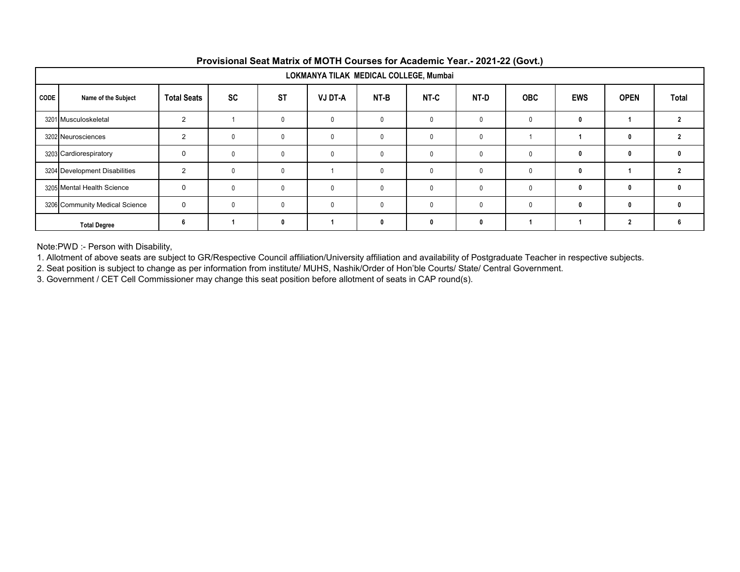## Provisional Seat Matrix of MOTH Courses for Academic Year.- 2021-22 (Govt.)

| LOKMANYA TILAK MEDICAL COLLEGE, Mumbai | | | | | | | | | | | | |
|---|---|---|---|---|---|---|---|---|---|---|---|---|
| CODE | Name of the Subject | Total Seats | SC | ST | VJ DT-A | NT-B | NT-C | NT-D | OBC | EWS | OPEN | Total |
| 3201 | Musculoskeletal | 2 | 1 | 0 | 0 | 0 | 0 | 0 | 0 | 0 | 1 | 2 |
| 3202 | Neurosciences | 2 | 0 | 0 | 0 | 0 | 0 | 0 | 1 | 1 | 0 | 2 |
| 3203 | Cardiorespiratory | 0 | 0 | 0 | 0 | 0 | 0 | 0 | 0 | 0 | 0 | 0 |
| 3204 | Development Disabilities | 2 | 0 | 0 | 1 | 0 | 0 | 0 | 0 | 0 | 1 | 2 |
| 3205 | Mental Health Science | 0 | 0 | 0 | 0 | 0 | 0 | 0 | 0 | 0 | 0 | 0 |
| 3206 | Community Medical Science | 0 | 0 | 0 | 0 | 0 | 0 | 0 | 0 | 0 | 0 | 0 |
| Total Degree | | 6 | 1 | 0 | 1 | 0 | 0 | 0 | 1 | 1 | 2 | 6 |

Note:PWD :- Person with Disability,

1. Allotment of above seats are subject to GR/Respective Council affiliation/University affiliation and availability of Postgraduate Teacher in respective subjects.
2. Seat position is subject to change as per information from institute/ MUHS, Nashik/Order of Hon'ble Courts/ State/ Central Government.
3. Government / CET Cell Commissioner may change this seat position before allotment of seats in CAP round(s).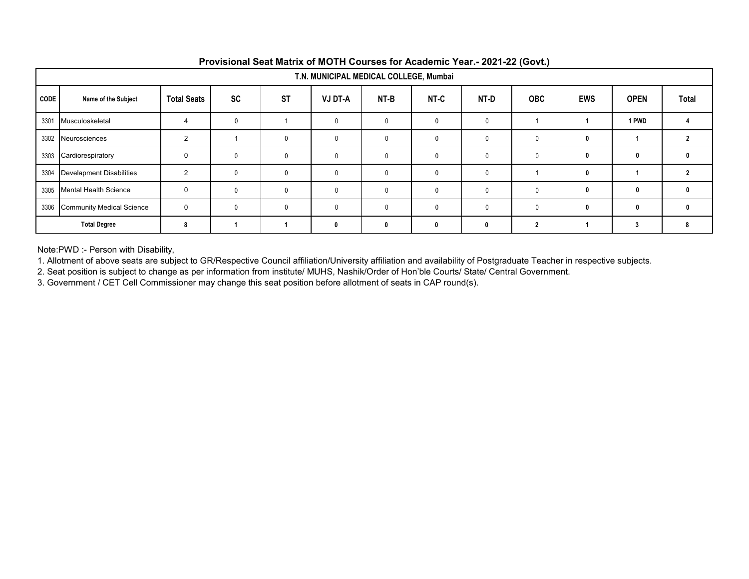## Provisional Seat Matrix of MOTH Courses for Academic Year.- 2021-22 (Govt.)

| T.N. MUNICIPAL MEDICAL COLLEGE, Mumbai | | | | | | | | | | | | |
|---|---|---|---|---|---|---|---|---|---|---|---|---|
| CODE | Name of the Subject | Total Seats | SC | ST | VJ DT-A | NT-B | NT-C | NT-D | OBC | EWS | OPEN | Total |
| 3301 | Musculoskeletal | 4 | 0 | 1 | 0 | 0 | 0 | 0 | 1 | 1 | 1 PWD | 4 |
| 3302 | Neurosciences | 2 | 1 | 0 | 0 | 0 | 0 | 0 | 0 | 0 | 1 | 2 |
| 3303 | Cardiorespiratory | 0 | 0 | 0 | 0 | 0 | 0 | 0 | 0 | 0 | 0 | 0 |
| 3304 | Develapment Disabilities | 2 | 0 | 0 | 0 | 0 | 0 | 0 | 1 | 0 | 1 | 2 |
| 3305 | Mental Health Science | 0 | 0 | 0 | 0 | 0 | 0 | 0 | 0 | 0 | 0 | 0 |
| 3306 | Community Medical Science | 0 | 0 | 0 | 0 | 0 | 0 | 0 | 0 | 0 | 0 | 0 |
| Total Degree | | 8 | 1 | 1 | 0 | 0 | 0 | 0 | 2 | 1 | 3 | 8 |

Note:PWD :- Person with Disability,

1. Allotment of above seats are subject to GR/Respective Council affiliation/University affiliation and availability of Postgraduate Teacher in respective subjects.
2. Seat position is subject to change as per information from institute/ MUHS, Nashik/Order of Hon'ble Courts/ State/ Central Government.
3. Government / CET Cell Commissioner may change this seat position before allotment of seats in CAP round(s).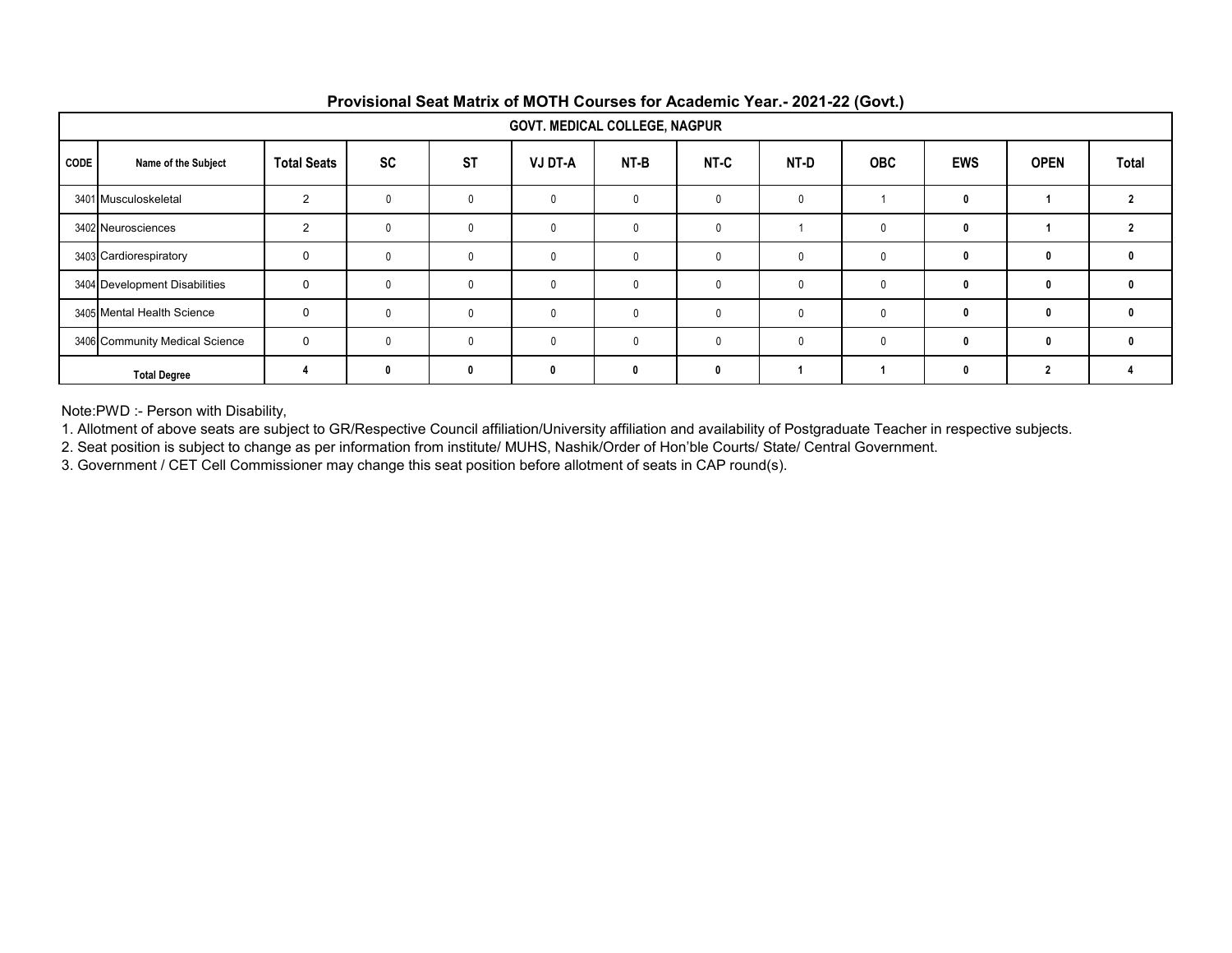## Provisional Seat Matrix of MOTH Courses for Academic Year.- 2021-22 (Govt.)

| GOVT. MEDICAL COLLEGE, NAGPUR | | | | | | | | | | | | |
|---|---|---|---|---|---|---|---|---|---|---|---|---|
| CODE | Name of the Subject | Total Seats | SC | ST | VJ DT-A | NT-B | NT-C | NT-D | OBC | EWS | OPEN | Total |
| 3401 | Musculoskeletal | 2 | 0 | 0 | 0 | 0 | 0 | 0 | 1 | 0 | 1 | 2 |
| 3402 | Neurosciences | 2 | 0 | 0 | 0 | 0 | 0 | 1 | 0 | 0 | 1 | 2 |
| 3403 | Cardiorespiratory | 0 | 0 | 0 | 0 | 0 | 0 | 0 | 0 | 0 | 0 | 0 |
| 3404 | Development Disabilities | 0 | 0 | 0 | 0 | 0 | 0 | 0 | 0 | 0 | 0 | 0 |
| 3405 | Mental Health Science | 0 | 0 | 0 | 0 | 0 | 0 | 0 | 0 | 0 | 0 | 0 |
| 3406 | Community Medical Science | 0 | 0 | 0 | 0 | 0 | 0 | 0 | 0 | 0 | 0 | 0 |
| | **Total Degree** | **4** | **0** | **0** | **0** | **0** | **0** | **1** | **1** | **0** | **2** | **4** |

Note:PWD :- Person with Disability,

1. Allotment of above seats are subject to GR/Respective Council affiliation/University affiliation and availability of Postgraduate Teacher in respective subjects.
2. Seat position is subject to change as per information from institute/ MUHS, Nashik/Order of Hon'ble Courts/ State/ Central Government.
3. Government / CET Cell Commissioner may change this seat position before allotment of seats in CAP round(s).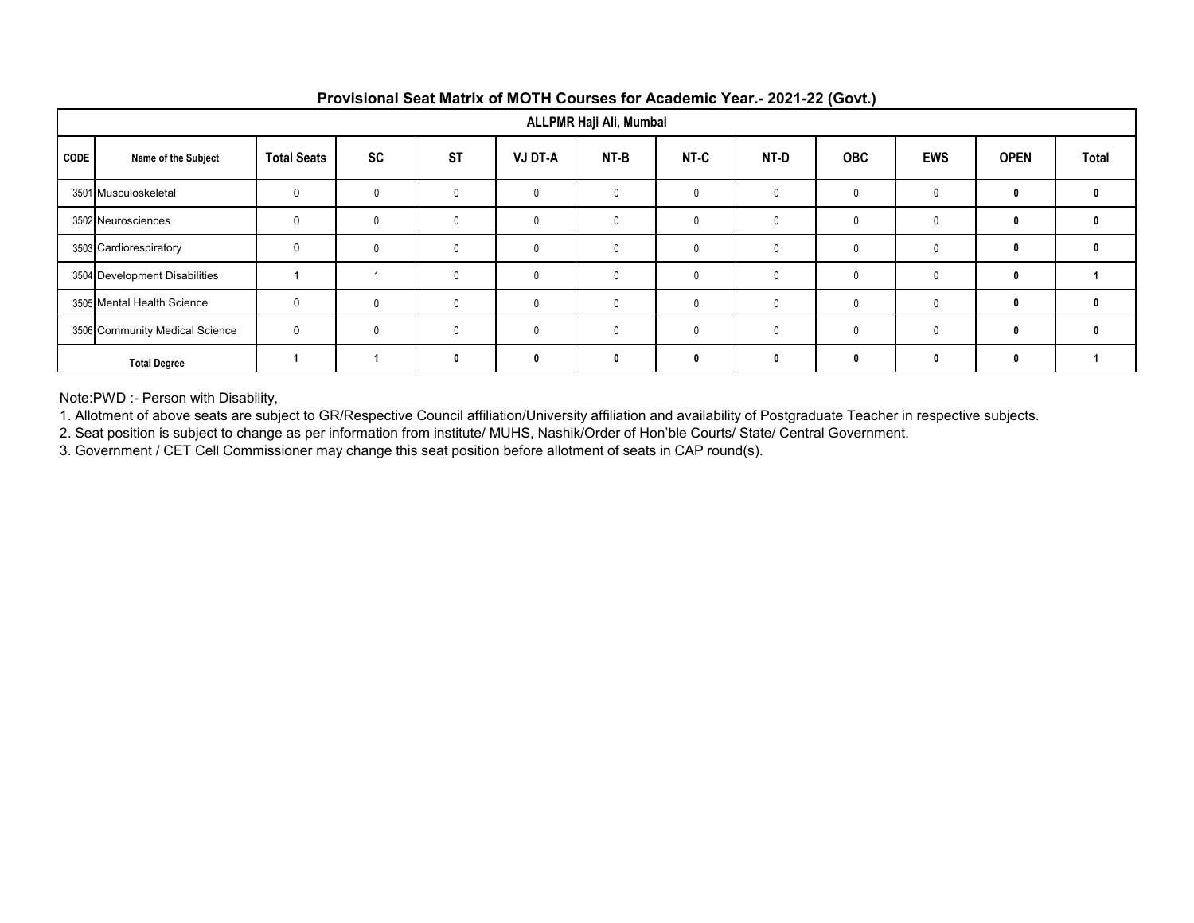## Provisional Seat Matrix of MOTH Courses for Academic Year.- 2021-22 (Govt.)

| ALLPMR Haji Ali, Mumbai | | | | | | | | | | | | |
|---|---|---|---|---|---|---|---|---|---|---|---|---|
| CODE | Name of the Subject | Total Seats | SC | ST | VJ DT-A | NT-B | NT-C | NT-D | OBC | EWS | OPEN | Total |
| 3501 | Musculoskeletal | 0 | 0 | 0 | 0 | 0 | 0 | 0 | 0 | 0 | **0** | **0** |
| 3502 | Neurosciences | 0 | 0 | 0 | 0 | 0 | 0 | 0 | 0 | 0 | **0** | **0** |
| 3503 | Cardiorespiratory | 0 | 0 | 0 | 0 | 0 | 0 | 0 | 0 | 0 | **0** | **0** |
| 3504 | Development Disabilities | 1 | 1 | 0 | 0 | 0 | 0 | 0 | 0 | 0 | **0** | **1** |
| 3505 | Mental Health Science | 0 | 0 | 0 | 0 | 0 | 0 | 0 | 0 | 0 | **0** | **0** |
| 3506 | Community Medical Science | 0 | 0 | 0 | 0 | 0 | 0 | 0 | 0 | 0 | **0** | **0** |
| **Total Degree** | | **1** | **1** | **0** | **0** | **0** | **0** | **0** | **0** | **0** | **0** | **1** |

Note:PWD :- Person with Disability,

1. Allotment of above seats are subject to GR/Respective Council affiliation/University affiliation and availability of Postgraduate Teacher in respective subjects.
2. Seat position is subject to change as per information from institute/ MUHS, Nashik/Order of Hon'ble Courts/ State/ Central Government.
3. Government / CET Cell Commissioner may change this seat position before allotment of seats in CAP round(s).